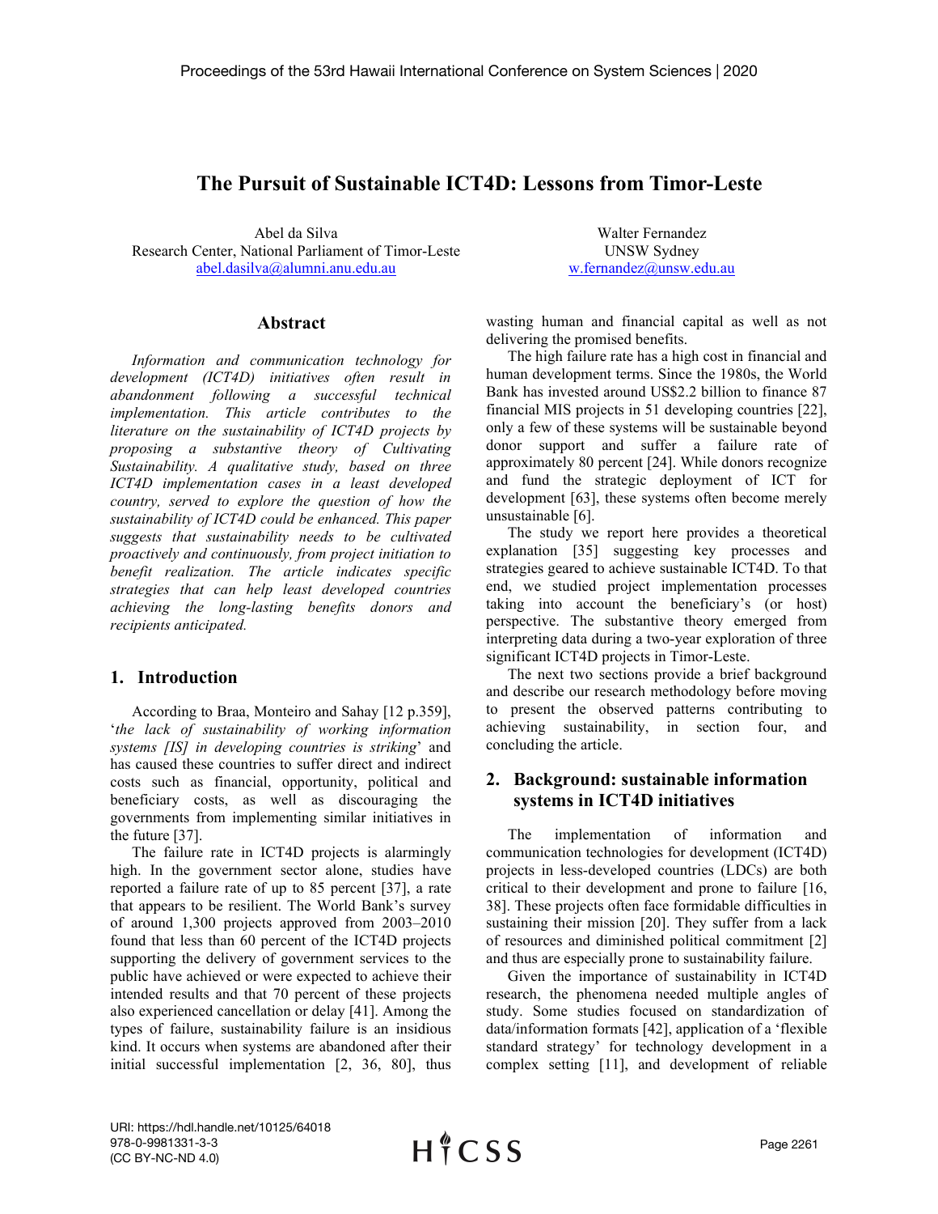# The Pursuit of Sustainable ICT4D: Lessons from Timor-Leste

Abel da Silva
Research Center, National Parliament of Timor-Leste
abel.dasilva@alumni.anu.edu.au

Walter Fernandez
UNSW Sydney
w.fernandez@unsw.edu.au

## Abstract

*Information and communication technology for development (ICT4D) initiatives often result in abandonment following a successful technical implementation. This article contributes to the literature on the sustainability of ICT4D projects by proposing a substantive theory of Cultivating Sustainability. A qualitative study, based on three ICT4D implementation cases in a least developed country, served to explore the question of how the sustainability of ICT4D could be enhanced. This paper suggests that sustainability needs to be cultivated proactively and continuously, from project initiation to benefit realization. The article indicates specific strategies that can help least developed countries achieving the long-lasting benefits donors and recipients anticipated.*

## 1. Introduction

According to Braa, Monteiro and Sahay [12 p.359], '*the lack of sustainability of working information systems [IS] in developing countries is striking*' and has caused these countries to suffer direct and indirect costs such as financial, opportunity, political and beneficiary costs, as well as discouraging the governments from implementing similar initiatives in the future [37].

The failure rate in ICT4D projects is alarmingly high. In the government sector alone, studies have reported a failure rate of up to 85 percent [37], a rate that appears to be resilient. The World Bank's survey of around 1,300 projects approved from 2003–2010 found that less than 60 percent of the ICT4D projects supporting the delivery of government services to the public have achieved or were expected to achieve their intended results and that 70 percent of these projects also experienced cancellation or delay [41]. Among the types of failure, sustainability failure is an insidious kind. It occurs when systems are abandoned after their initial successful implementation [2, 36, 80], thus wasting human and financial capital as well as not delivering the promised benefits.

The high failure rate has a high cost in financial and human development terms. Since the 1980s, the World Bank has invested around US$2.2 billion to finance 87 financial MIS projects in 51 developing countries [22], only a few of these systems will be sustainable beyond donor support and suffer a failure rate of approximately 80 percent [24]. While donors recognize and fund the strategic deployment of ICT for development [63], these systems often become merely unsustainable [6].

The study we report here provides a theoretical explanation [35] suggesting key processes and strategies geared to achieve sustainable ICT4D. To that end, we studied project implementation processes taking into account the beneficiary's (or host) perspective. The substantive theory emerged from interpreting data during a two-year exploration of three significant ICT4D projects in Timor-Leste.

The next two sections provide a brief background and describe our research methodology before moving to present the observed patterns contributing to achieving sustainability, in section four, and concluding the article.

## 2. Background: sustainable information systems in ICT4D initiatives

The implementation of information and communication technologies for development (ICT4D) projects in less-developed countries (LDCs) are both critical to their development and prone to failure [16, 38]. These projects often face formidable difficulties in sustaining their mission [20]. They suffer from a lack of resources and diminished political commitment [2] and thus are especially prone to sustainability failure.

Given the importance of sustainability in ICT4D research, the phenomena needed multiple angles of study. Some studies focused on standardization of data/information formats [42], application of a 'flexible standard strategy' for technology development in a complex setting [11], and development of reliable

URI: https://hdl.handle.net/10125/64018
978-0-9981331-3-3
(CC BY-NC-ND 4.0)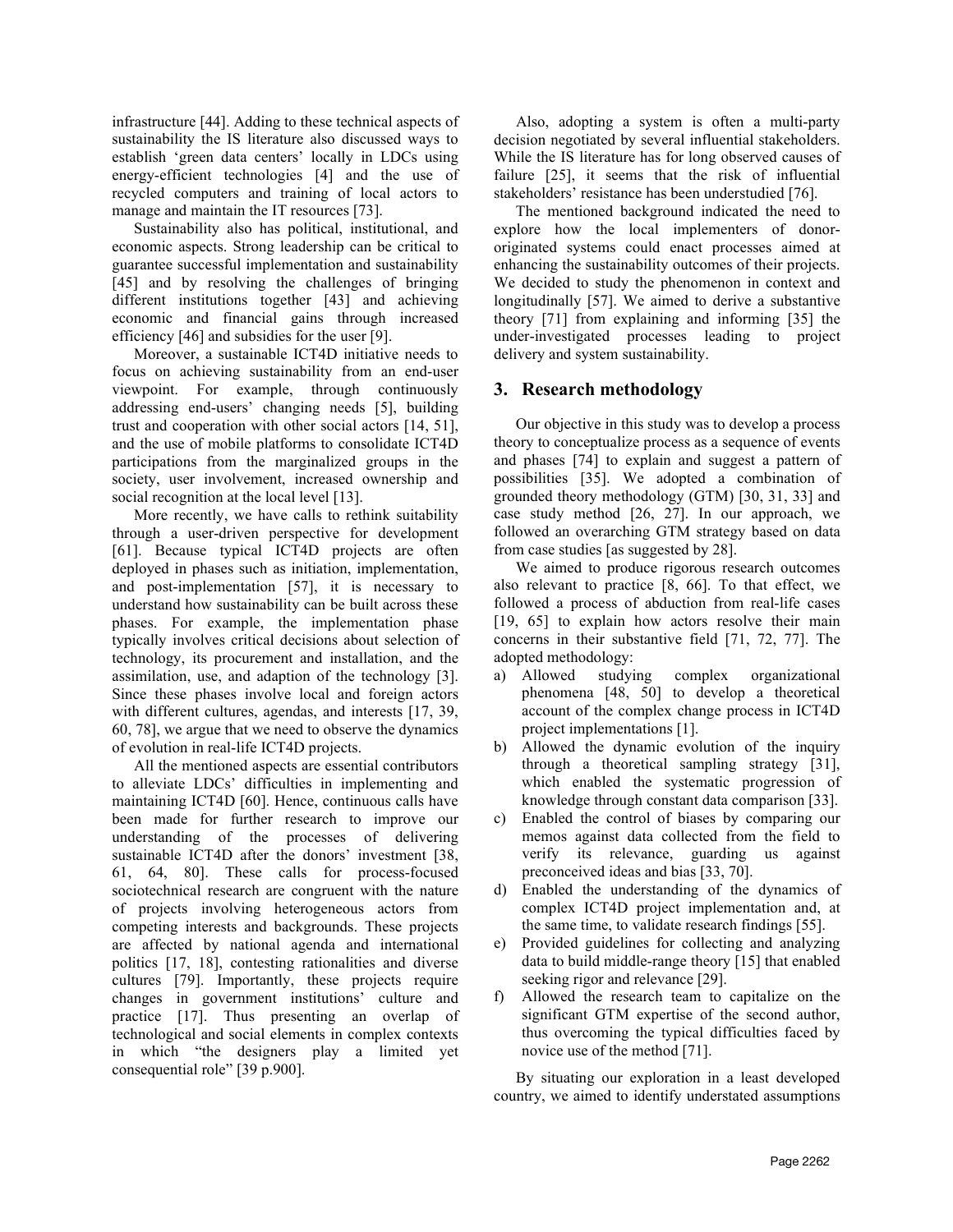infrastructure [44]. Adding to these technical aspects of sustainability the IS literature also discussed ways to establish 'green data centers' locally in LDCs using energy-efficient technologies [4] and the use of recycled computers and training of local actors to manage and maintain the IT resources [73].

Sustainability also has political, institutional, and economic aspects. Strong leadership can be critical to guarantee successful implementation and sustainability [45] and by resolving the challenges of bringing different institutions together [43] and achieving economic and financial gains through increased efficiency [46] and subsidies for the user [9].

Moreover, a sustainable ICT4D initiative needs to focus on achieving sustainability from an end-user viewpoint. For example, through continuously addressing end-users' changing needs [5], building trust and cooperation with other social actors [14, 51], and the use of mobile platforms to consolidate ICT4D participations from the marginalized groups in the society, user involvement, increased ownership and social recognition at the local level [13].

More recently, we have calls to rethink suitability through a user-driven perspective for development [61]. Because typical ICT4D projects are often deployed in phases such as initiation, implementation, and post-implementation [57], it is necessary to understand how sustainability can be built across these phases. For example, the implementation phase typically involves critical decisions about selection of technology, its procurement and installation, and the assimilation, use, and adaption of the technology [3]. Since these phases involve local and foreign actors with different cultures, agendas, and interests [17, 39, 60, 78], we argue that we need to observe the dynamics of evolution in real-life ICT4D projects.

All the mentioned aspects are essential contributors to alleviate LDCs' difficulties in implementing and maintaining ICT4D [60]. Hence, continuous calls have been made for further research to improve our understanding of the processes of delivering sustainable ICT4D after the donors' investment [38, 61, 64, 80]. These calls for process-focused sociotechnical research are congruent with the nature of projects involving heterogeneous actors from competing interests and backgrounds. These projects are affected by national agenda and international politics [17, 18], contesting rationalities and diverse cultures [79]. Importantly, these projects require changes in government institutions' culture and practice [17]. Thus presenting an overlap of technological and social elements in complex contexts in which "the designers play a limited yet consequential role" [39 p.900].

Also, adopting a system is often a multi-party decision negotiated by several influential stakeholders. While the IS literature has for long observed causes of failure [25], it seems that the risk of influential stakeholders' resistance has been understudied [76].

The mentioned background indicated the need to explore how the local implementers of donor-originated systems could enact processes aimed at enhancing the sustainability outcomes of their projects. We decided to study the phenomenon in context and longitudinally [57]. We aimed to derive a substantive theory [71] from explaining and informing [35] the under-investigated processes leading to project delivery and system sustainability.

## 3. Research methodology

Our objective in this study was to develop a process theory to conceptualize process as a sequence of events and phases [74] to explain and suggest a pattern of possibilities [35]. We adopted a combination of grounded theory methodology (GTM) [30, 31, 33] and case study method [26, 27]. In our approach, we followed an overarching GTM strategy based on data from case studies [as suggested by 28].

We aimed to produce rigorous research outcomes also relevant to practice [8, 66]. To that effect, we followed a process of abduction from real-life cases [19, 65] to explain how actors resolve their main concerns in their substantive field [71, 72, 77]. The adopted methodology:

a) Allowed studying complex organizational phenomena [48, 50] to develop a theoretical account of the complex change process in ICT4D project implementations [1].
b) Allowed the dynamic evolution of the inquiry through a theoretical sampling strategy [31], which enabled the systematic progression of knowledge through constant data comparison [33].
c) Enabled the control of biases by comparing our memos against data collected from the field to verify its relevance, guarding us against preconceived ideas and bias [33, 70].
d) Enabled the understanding of the dynamics of complex ICT4D project implementation and, at the same time, to validate research findings [55].
e) Provided guidelines for collecting and analyzing data to build middle-range theory [15] that enabled seeking rigor and relevance [29].
f) Allowed the research team to capitalize on the significant GTM expertise of the second author, thus overcoming the typical difficulties faced by novice use of the method [71].

By situating our exploration in a least developed country, we aimed to identify understated assumptions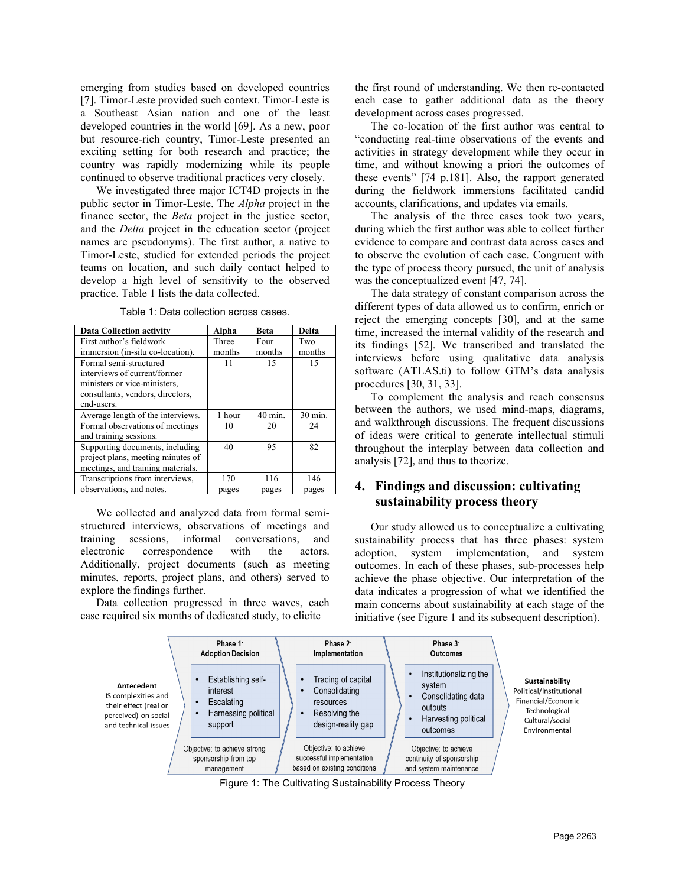emerging from studies based on developed countries [7]. Timor-Leste provided such context. Timor-Leste is a Southeast Asian nation and one of the least developed countries in the world [69]. As a new, poor but resource-rich country, Timor-Leste presented an exciting setting for both research and practice; the country was rapidly modernizing while its people continued to observe traditional practices very closely.

We investigated three major ICT4D projects in the public sector in Timor-Leste. The *Alpha* project in the finance sector, the *Beta* project in the justice sector, and the *Delta* project in the education sector (project names are pseudonyms). The first author, a native to Timor-Leste, studied for extended periods the project teams on location, and such daily contact helped to develop a high level of sensitivity to the observed practice. Table 1 lists the data collected.

Table 1: Data collection across cases.

| Data Collection activity | Alpha | Beta | Delta |
|---|---|---|---|
| First author's fieldwork immersion (in-situ co-location). | Three months | Four months | Two months |
| Formal semi-structured interviews of current/former ministers or vice-ministers, consultants, vendors, directors, end-users. | 11 | 15 | 15 |
| Average length of the interviews. | 1 hour | 40 min. | 30 min. |
| Formal observations of meetings and training sessions. | 10 | 20 | 24 |
| Supporting documents, including project plans, meeting minutes of meetings, and training materials. | 40 | 95 | 82 |
| Transcriptions from interviews, observations, and notes. | 170 pages | 116 pages | 146 pages |

We collected and analyzed data from formal semi-structured interviews, observations of meetings and training sessions, informal conversations, and electronic correspondence with the actors. Additionally, project documents (such as meeting minutes, reports, project plans, and others) served to explore the findings further.

Data collection progressed in three waves, each case required six months of dedicated study, to elicite the first round of understanding. We then re-contacted each case to gather additional data as the theory development across cases progressed.

The co-location of the first author was central to "conducting real-time observations of the events and activities in strategy development while they occur in time, and without knowing a priori the outcomes of these events" [74 p.181]. Also, the rapport generated during the fieldwork immersions facilitated candid accounts, clarifications, and updates via emails.

The analysis of the three cases took two years, during which the first author was able to collect further evidence to compare and contrast data across cases and to observe the evolution of each case. Congruent with the type of process theory pursued, the unit of analysis was the conceptualized event [47, 74].

The data strategy of constant comparison across the different types of data allowed us to confirm, enrich or reject the emerging concepts [30], and at the same time, increased the internal validity of the research and its findings [52]. We transcribed and translated the interviews before using qualitative data analysis software (ATLAS.ti) to follow GTM's data analysis procedures [30, 31, 33].

To complement the analysis and reach consensus between the authors, we used mind-maps, diagrams, and walkthrough discussions. The frequent discussions of ideas were critical to generate intellectual stimuli throughout the interplay between data collection and analysis [72], and thus to theorize.

## 4. Findings and discussion: cultivating sustainability process theory

Our study allowed us to conceptualize a cultivating sustainability process that has three phases: system adoption, system implementation, and system outcomes. In each of these phases, sub-processes help achieve the phase objective. Our interpretation of the data indicates a progression of what we identified the main concerns about sustainability at each stage of the initiative (see Figure 1 and its subsequent description).

**Antecedent**
IS complexities and their effect (real or perceived) on social and technical issues

**Phase 1: Adoption Decision**
- Establishing self-interest
- Escalating
- Harnessing political support

Objective: to achieve strong sponsorship from top management

**Phase 2: Implementation**
- Trading of capital
- Consolidating resources
- Resolving the design-reality gap

Objective: to achieve successful implementation based on existing conditions

**Phase 3: Outcomes**
- Institutionalizing the system
- Consolidating data outputs
- Harvesting political outcomes

Objective: to achieve continuity of sponsorship and system maintenance

**Sustainability**
Political/Institutional
Financial/Economic
Technological
Cultural/social
Environmental

Figure 1: The Cultivating Sustainability Process Theory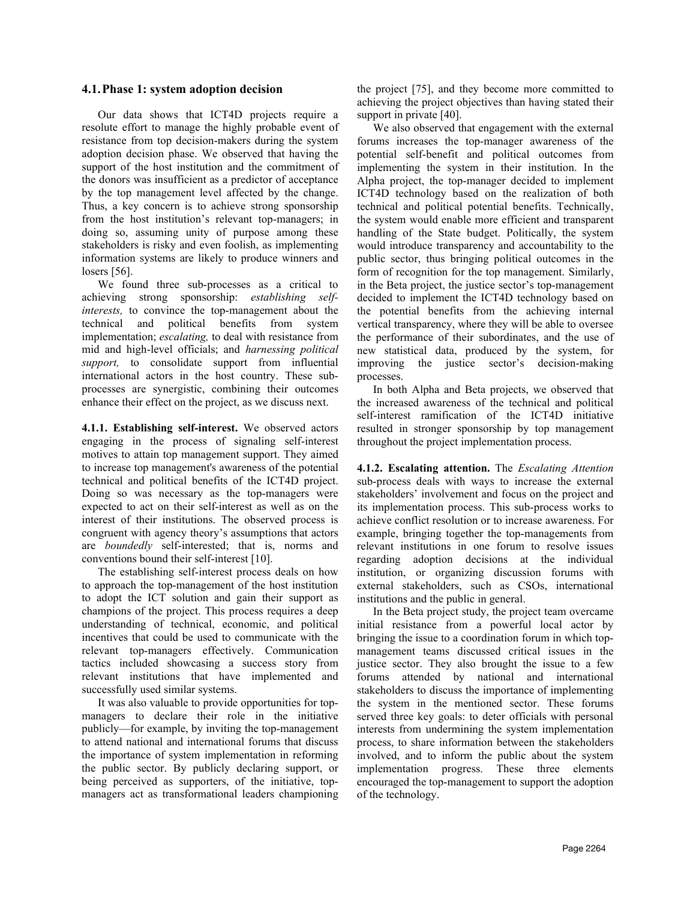### 4.1. Phase 1: system adoption decision

Our data shows that ICT4D projects require a resolute effort to manage the highly probable event of resistance from top decision-makers during the system adoption decision phase. We observed that having the support of the host institution and the commitment of the donors was insufficient as a predictor of acceptance by the top management level affected by the change. Thus, a key concern is to achieve strong sponsorship from the host institution's relevant top-managers; in doing so, assuming unity of purpose among these stakeholders is risky and even foolish, as implementing information systems are likely to produce winners and losers [56].

We found three sub-processes as a critical to achieving strong sponsorship: *establishing self-interests,* to convince the top-management about the technical and political benefits from system implementation; *escalating,* to deal with resistance from mid and high-level officials; and *harnessing political support,* to consolidate support from influential international actors in the host country. These sub-processes are synergistic, combining their outcomes enhance their effect on the project, as we discuss next.

**4.1.1. Establishing self-interest.** We observed actors engaging in the process of signaling self-interest motives to attain top management support. They aimed to increase top management's awareness of the potential technical and political benefits of the ICT4D project. Doing so was necessary as the top-managers were expected to act on their self-interest as well as on the interest of their institutions. The observed process is congruent with agency theory's assumptions that actors are *boundedly* self-interested; that is, norms and conventions bound their self-interest [10].

The establishing self-interest process deals on how to approach the top-management of the host institution to adopt the ICT solution and gain their support as champions of the project. This process requires a deep understanding of technical, economic, and political incentives that could be used to communicate with the relevant top-managers effectively. Communication tactics included showcasing a success story from relevant institutions that have implemented and successfully used similar systems.

It was also valuable to provide opportunities for top-managers to declare their role in the initiative publicly—for example, by inviting the top-management to attend national and international forums that discuss the importance of system implementation in reforming the public sector. By publicly declaring support, or being perceived as supporters, of the initiative, top-managers act as transformational leaders championing the project [75], and they become more committed to achieving the project objectives than having stated their support in private [40].

We also observed that engagement with the external forums increases the top-manager awareness of the potential self-benefit and political outcomes from implementing the system in their institution. In the Alpha project, the top-manager decided to implement ICT4D technology based on the realization of both technical and political potential benefits. Technically, the system would enable more efficient and transparent handling of the State budget. Politically, the system would introduce transparency and accountability to the public sector, thus bringing political outcomes in the form of recognition for the top management. Similarly, in the Beta project, the justice sector's top-management decided to implement the ICT4D technology based on the potential benefits from the achieving internal vertical transparency, where they will be able to oversee the performance of their subordinates, and the use of new statistical data, produced by the system, for improving the justice sector's decision-making processes.

In both Alpha and Beta projects, we observed that the increased awareness of the technical and political self-interest ramification of the ICT4D initiative resulted in stronger sponsorship by top management throughout the project implementation process.

**4.1.2. Escalating attention.** The *Escalating Attention* sub-process deals with ways to increase the external stakeholders' involvement and focus on the project and its implementation process. This sub-process works to achieve conflict resolution or to increase awareness. For example, bringing together the top-managements from relevant institutions in one forum to resolve issues regarding adoption decisions at the individual institution, or organizing discussion forums with external stakeholders, such as CSOs, international institutions and the public in general.

In the Beta project study, the project team overcame initial resistance from a powerful local actor by bringing the issue to a coordination forum in which top-management teams discussed critical issues in the justice sector. They also brought the issue to a few forums attended by national and international stakeholders to discuss the importance of implementing the system in the mentioned sector. These forums served three key goals: to deter officials with personal interests from undermining the system implementation process, to share information between the stakeholders involved, and to inform the public about the system implementation progress. These three elements encouraged the top-management to support the adoption of the technology.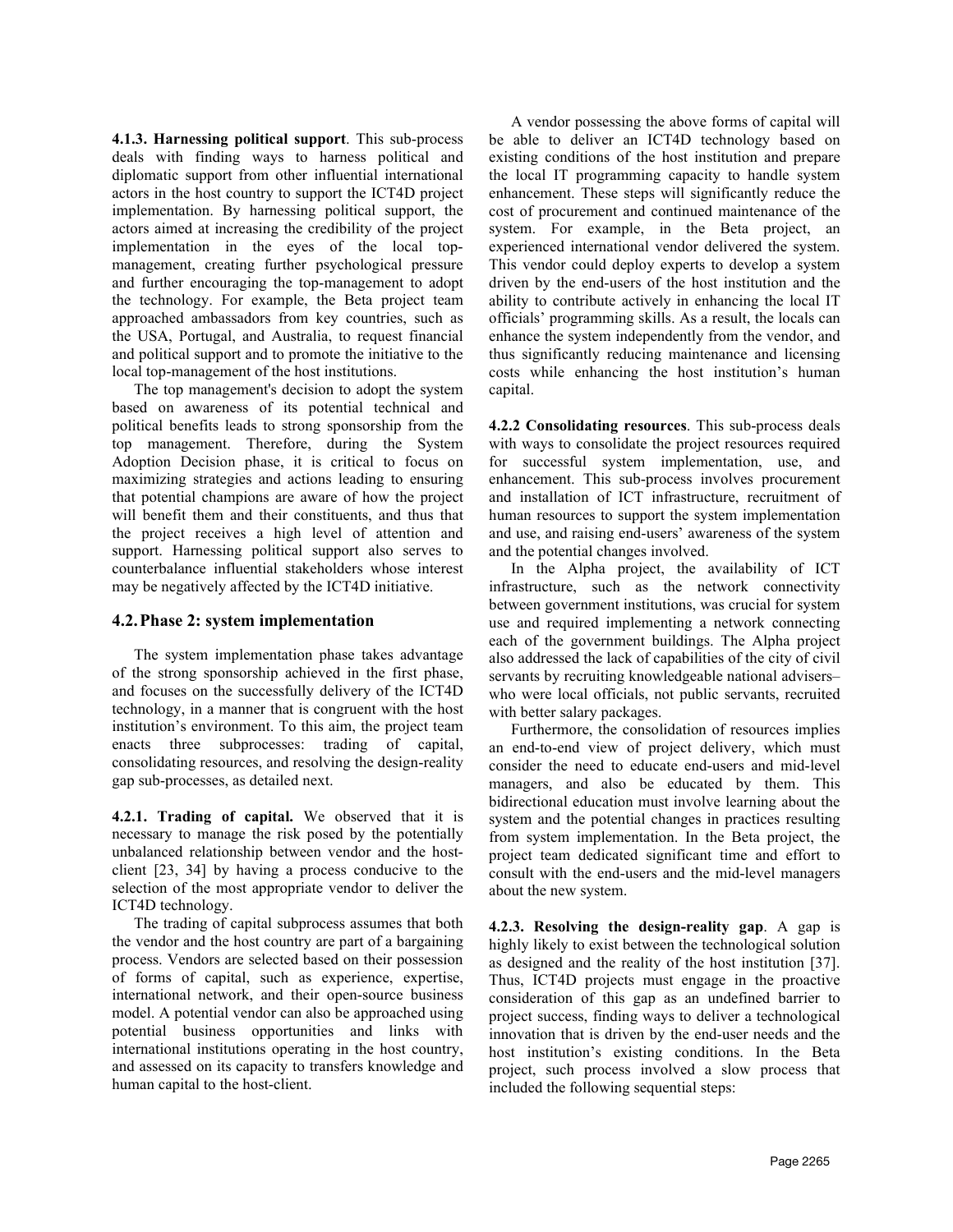**4.1.3. Harnessing political support**. This sub-process deals with finding ways to harness political and diplomatic support from other influential international actors in the host country to support the ICT4D project implementation. By harnessing political support, the actors aimed at increasing the credibility of the project implementation in the eyes of the local top-management, creating further psychological pressure and further encouraging the top-management to adopt the technology. For example, the Beta project team approached ambassadors from key countries, such as the USA, Portugal, and Australia, to request financial and political support and to promote the initiative to the local top-management of the host institutions.

The top management's decision to adopt the system based on awareness of its potential technical and political benefits leads to strong sponsorship from the top management. Therefore, during the System Adoption Decision phase, it is critical to focus on maximizing strategies and actions leading to ensuring that potential champions are aware of how the project will benefit them and their constituents, and thus that the project receives a high level of attention and support. Harnessing political support also serves to counterbalance influential stakeholders whose interest may be negatively affected by the ICT4D initiative.

## 4.2. Phase 2: system implementation

The system implementation phase takes advantage of the strong sponsorship achieved in the first phase, and focuses on the successfully delivery of the ICT4D technology, in a manner that is congruent with the host institution's environment. To this aim, the project team enacts three subprocesses: trading of capital, consolidating resources, and resolving the design-reality gap sub-processes, as detailed next.

**4.2.1. Trading of capital.** We observed that it is necessary to manage the risk posed by the potentially unbalanced relationship between vendor and the host-client [23, 34] by having a process conducive to the selection of the most appropriate vendor to deliver the ICT4D technology.

The trading of capital subprocess assumes that both the vendor and the host country are part of a bargaining process. Vendors are selected based on their possession of forms of capital, such as experience, expertise, international network, and their open-source business model. A potential vendor can also be approached using potential business opportunities and links with international institutions operating in the host country, and assessed on its capacity to transfers knowledge and human capital to the host-client.

A vendor possessing the above forms of capital will be able to deliver an ICT4D technology based on existing conditions of the host institution and prepare the local IT programming capacity to handle system enhancement. These steps will significantly reduce the cost of procurement and continued maintenance of the system. For example, in the Beta project, an experienced international vendor delivered the system. This vendor could deploy experts to develop a system driven by the end-users of the host institution and the ability to contribute actively in enhancing the local IT officials' programming skills. As a result, the locals can enhance the system independently from the vendor, and thus significantly reducing maintenance and licensing costs while enhancing the host institution's human capital.

**4.2.2 Consolidating resources**. This sub-process deals with ways to consolidate the project resources required for successful system implementation, use, and enhancement. This sub-process involves procurement and installation of ICT infrastructure, recruitment of human resources to support the system implementation and use, and raising end-users' awareness of the system and the potential changes involved.

In the Alpha project, the availability of ICT infrastructure, such as the network connectivity between government institutions, was crucial for system use and required implementing a network connecting each of the government buildings. The Alpha project also addressed the lack of capabilities of the city of civil servants by recruiting knowledgeable national advisers– who were local officials, not public servants, recruited with better salary packages.

Furthermore, the consolidation of resources implies an end-to-end view of project delivery, which must consider the need to educate end-users and mid-level managers, and also be educated by them. This bidirectional education must involve learning about the system and the potential changes in practices resulting from system implementation. In the Beta project, the project team dedicated significant time and effort to consult with the end-users and the mid-level managers about the new system.

**4.2.3. Resolving the design-reality gap**. A gap is highly likely to exist between the technological solution as designed and the reality of the host institution [37]. Thus, ICT4D projects must engage in the proactive consideration of this gap as an undefined barrier to project success, finding ways to deliver a technological innovation that is driven by the end-user needs and the host institution's existing conditions. In the Beta project, such process involved a slow process that included the following sequential steps: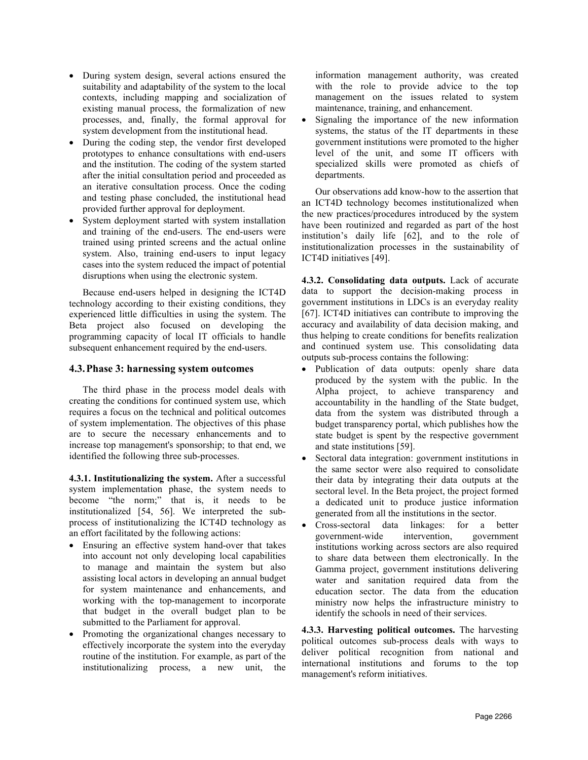- During system design, several actions ensured the suitability and adaptability of the system to the local contexts, including mapping and socialization of existing manual process, the formalization of new processes, and, finally, the formal approval for system development from the institutional head.
- During the coding step, the vendor first developed prototypes to enhance consultations with end-users and the institution. The coding of the system started after the initial consultation period and proceeded as an iterative consultation process. Once the coding and testing phase concluded, the institutional head provided further approval for deployment.
- System deployment started with system installation and training of the end-users. The end-users were trained using printed screens and the actual online system. Also, training end-users to input legacy cases into the system reduced the impact of potential disruptions when using the electronic system.

Because end-users helped in designing the ICT4D technology according to their existing conditions, they experienced little difficulties in using the system. The Beta project also focused on developing the programming capacity of local IT officials to handle subsequent enhancement required by the end-users.

### 4.3. Phase 3: harnessing system outcomes

The third phase in the process model deals with creating the conditions for continued system use, which requires a focus on the technical and political outcomes of system implementation. The objectives of this phase are to secure the necessary enhancements and to increase top management's sponsorship; to that end, we identified the following three sub-processes.

**4.3.1. Institutionalizing the system.** After a successful system implementation phase, the system needs to become "the norm;" that is, it needs to be institutionalized [54, 56]. We interpreted the sub-process of institutionalizing the ICT4D technology as an effort facilitated by the following actions:

- Ensuring an effective system hand-over that takes into account not only developing local capabilities to manage and maintain the system but also assisting local actors in developing an annual budget for system maintenance and enhancements, and working with the top-management to incorporate that budget in the overall budget plan to be submitted to the Parliament for approval.
- Promoting the organizational changes necessary to effectively incorporate the system into the everyday routine of the institution. For example, as part of the institutionalizing process, a new unit, the information management authority, was created with the role to provide advice to the top management on the issues related to system maintenance, training, and enhancement.
- Signaling the importance of the new information systems, the status of the IT departments in these government institutions were promoted to the higher level of the unit, and some IT officers with specialized skills were promoted as chiefs of departments.

Our observations add know-how to the assertion that an ICT4D technology becomes institutionalized when the new practices/procedures introduced by the system have been routinized and regarded as part of the host institution's daily life [62], and to the role of institutionalization processes in the sustainability of ICT4D initiatives [49].

**4.3.2. Consolidating data outputs.** Lack of accurate data to support the decision-making process in government institutions in LDCs is an everyday reality [67]. ICT4D initiatives can contribute to improving the accuracy and availability of data decision making, and thus helping to create conditions for benefits realization and continued system use. This consolidating data outputs sub-process contains the following:

- Publication of data outputs: openly share data produced by the system with the public. In the Alpha project, to achieve transparency and accountability in the handling of the State budget, data from the system was distributed through a budget transparency portal, which publishes how the state budget is spent by the respective government and state institutions [59].
- Sectoral data integration: government institutions in the same sector were also required to consolidate their data by integrating their data outputs at the sectoral level. In the Beta project, the project formed a dedicated unit to produce justice information generated from all the institutions in the sector.
- Cross-sectoral data linkages: for a better government-wide intervention, government institutions working across sectors are also required to share data between them electronically. In the Gamma project, government institutions delivering water and sanitation required data from the education sector. The data from the education ministry now helps the infrastructure ministry to identify the schools in need of their services.

**4.3.3. Harvesting political outcomes.** The harvesting political outcomes sub-process deals with ways to deliver political recognition from national and international institutions and forums to the top management's reform initiatives.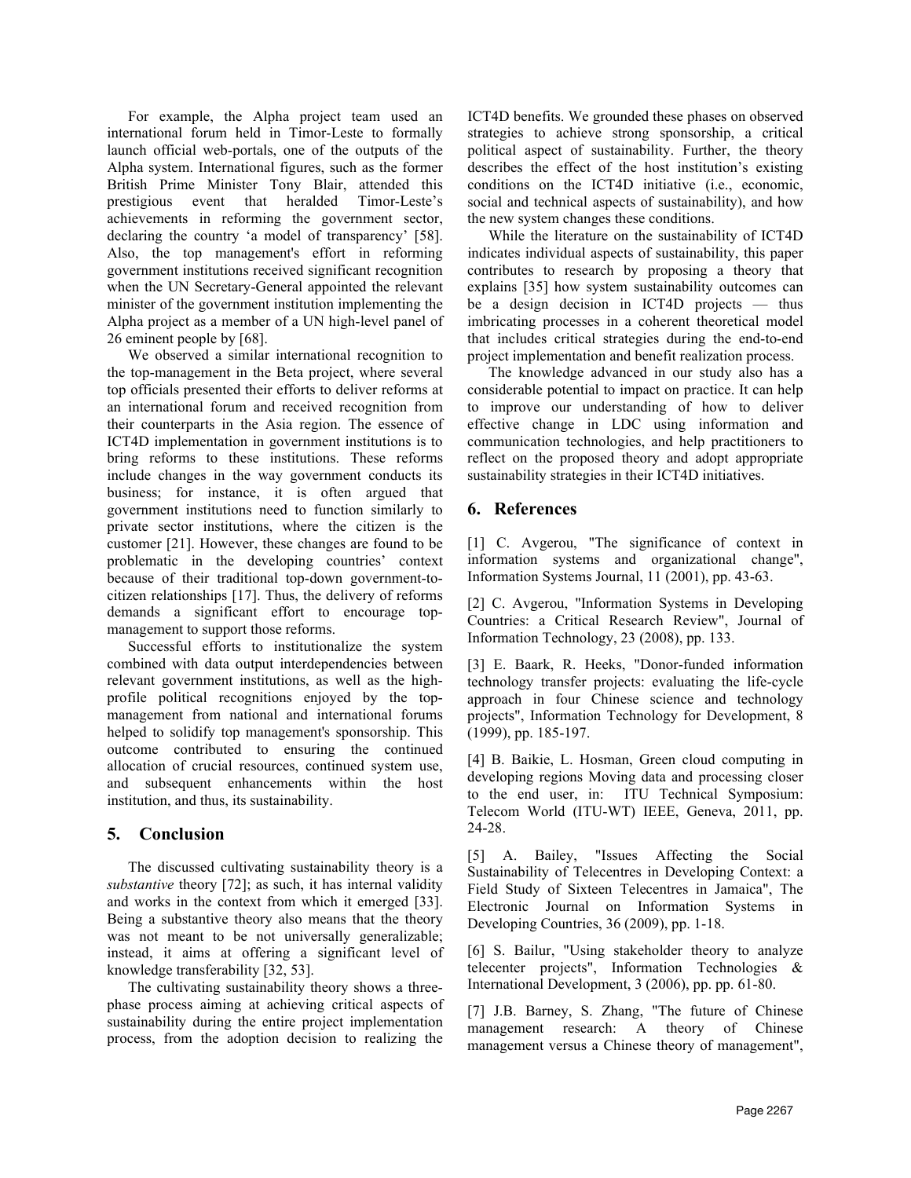For example, the Alpha project team used an international forum held in Timor-Leste to formally launch official web-portals, one of the outputs of the Alpha system. International figures, such as the former British Prime Minister Tony Blair, attended this prestigious event that heralded Timor-Leste's achievements in reforming the government sector, declaring the country 'a model of transparency' [58]. Also, the top management's effort in reforming government institutions received significant recognition when the UN Secretary-General appointed the relevant minister of the government institution implementing the Alpha project as a member of a UN high-level panel of 26 eminent people by [68].

We observed a similar international recognition to the top-management in the Beta project, where several top officials presented their efforts to deliver reforms at an international forum and received recognition from their counterparts in the Asia region. The essence of ICT4D implementation in government institutions is to bring reforms to these institutions. These reforms include changes in the way government conducts its business; for instance, it is often argued that government institutions need to function similarly to private sector institutions, where the citizen is the customer [21]. However, these changes are found to be problematic in the developing countries' context because of their traditional top-down government-to-citizen relationships [17]. Thus, the delivery of reforms demands a significant effort to encourage top-management to support those reforms.

Successful efforts to institutionalize the system combined with data output interdependencies between relevant government institutions, as well as the high-profile political recognitions enjoyed by the top-management from national and international forums helped to solidify top management's sponsorship. This outcome contributed to ensuring the continued allocation of crucial resources, continued system use, and subsequent enhancements within the host institution, and thus, its sustainability.

## 5. Conclusion

The discussed cultivating sustainability theory is a *substantive* theory [72]; as such, it has internal validity and works in the context from which it emerged [33]. Being a substantive theory also means that the theory was not meant to be not universally generalizable; instead, it aims at offering a significant level of knowledge transferability [32, 53].

The cultivating sustainability theory shows a three-phase process aiming at achieving critical aspects of sustainability during the entire project implementation process, from the adoption decision to realizing the ICT4D benefits. We grounded these phases on observed strategies to achieve strong sponsorship, a critical political aspect of sustainability. Further, the theory describes the effect of the host institution's existing conditions on the ICT4D initiative (i.e., economic, social and technical aspects of sustainability), and how the new system changes these conditions.

While the literature on the sustainability of ICT4D indicates individual aspects of sustainability, this paper contributes to research by proposing a theory that explains [35] how system sustainability outcomes can be a design decision in ICT4D projects — thus imbricating processes in a coherent theoretical model that includes critical strategies during the end-to-end project implementation and benefit realization process.

The knowledge advanced in our study also has a considerable potential to impact on practice. It can help to improve our understanding of how to deliver effective change in LDC using information and communication technologies, and help practitioners to reflect on the proposed theory and adopt appropriate sustainability strategies in their ICT4D initiatives.

## 6. References

[1] C. Avgerou, "The significance of context in information systems and organizational change", Information Systems Journal, 11 (2001), pp. 43-63.

[2] C. Avgerou, "Information Systems in Developing Countries: a Critical Research Review", Journal of Information Technology, 23 (2008), pp. 133.

[3] E. Baark, R. Heeks, "Donor-funded information technology transfer projects: evaluating the life-cycle approach in four Chinese science and technology projects", Information Technology for Development, 8 (1999), pp. 185-197.

[4] B. Baikie, L. Hosman, Green cloud computing in developing regions Moving data and processing closer to the end user, in: ITU Technical Symposium: Telecom World (ITU-WT) IEEE, Geneva, 2011, pp. 24-28.

[5] A. Bailey, "Issues Affecting the Social Sustainability of Telecentres in Developing Context: a Field Study of Sixteen Telecentres in Jamaica", The Electronic Journal on Information Systems in Developing Countries, 36 (2009), pp. 1-18.

[6] S. Bailur, "Using stakeholder theory to analyze telecenter projects", Information Technologies & International Development, 3 (2006), pp. pp. 61-80.

[7] J.B. Barney, S. Zhang, "The future of Chinese management research: A theory of Chinese management versus a Chinese theory of management",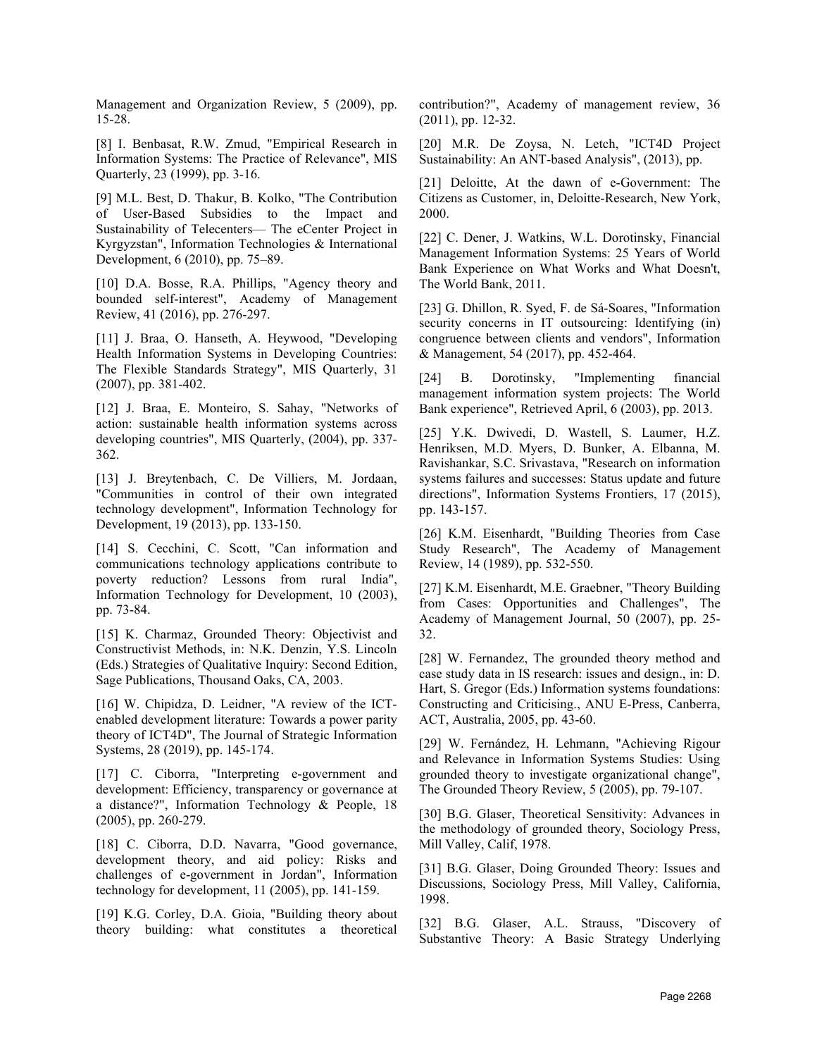Management and Organization Review, 5 (2009), pp. 15-28.

[8] I. Benbasat, R.W. Zmud, "Empirical Research in Information Systems: The Practice of Relevance", MIS Quarterly, 23 (1999), pp. 3-16.

[9] M.L. Best, D. Thakur, B. Kolko, "The Contribution of User-Based Subsidies to the Impact and Sustainability of Telecenters— The eCenter Project in Kyrgyzstan", Information Technologies & International Development, 6 (2010), pp. 75–89.

[10] D.A. Bosse, R.A. Phillips, "Agency theory and bounded self-interest", Academy of Management Review, 41 (2016), pp. 276-297.

[11] J. Braa, O. Hanseth, A. Heywood, "Developing Health Information Systems in Developing Countries: The Flexible Standards Strategy", MIS Quarterly, 31 (2007), pp. 381-402.

[12] J. Braa, E. Monteiro, S. Sahay, "Networks of action: sustainable health information systems across developing countries", MIS Quarterly, (2004), pp. 337-362.

[13] J. Breytenbach, C. De Villiers, M. Jordaan, "Communities in control of their own integrated technology development", Information Technology for Development, 19 (2013), pp. 133-150.

[14] S. Cecchini, C. Scott, "Can information and communications technology applications contribute to poverty reduction? Lessons from rural India", Information Technology for Development, 10 (2003), pp. 73-84.

[15] K. Charmaz, Grounded Theory: Objectivist and Constructivist Methods, in: N.K. Denzin, Y.S. Lincoln (Eds.) Strategies of Qualitative Inquiry: Second Edition, Sage Publications, Thousand Oaks, CA, 2003.

[16] W. Chipidza, D. Leidner, "A review of the ICT-enabled development literature: Towards a power parity theory of ICT4D", The Journal of Strategic Information Systems, 28 (2019), pp. 145-174.

[17] C. Ciborra, "Interpreting e-government and development: Efficiency, transparency or governance at a distance?", Information Technology & People, 18 (2005), pp. 260-279.

[18] C. Ciborra, D.D. Navarra, "Good governance, development theory, and aid policy: Risks and challenges of e-government in Jordan", Information technology for development, 11 (2005), pp. 141-159.

[19] K.G. Corley, D.A. Gioia, "Building theory about theory building: what constitutes a theoretical contribution?", Academy of management review, 36 (2011), pp. 12-32.

[20] M.R. De Zoysa, N. Letch, "ICT4D Project Sustainability: An ANT-based Analysis", (2013), pp.

[21] Deloitte, At the dawn of e-Government: The Citizens as Customer, in, Deloitte-Research, New York, 2000.

[22] C. Dener, J. Watkins, W.L. Dorotinsky, Financial Management Information Systems: 25 Years of World Bank Experience on What Works and What Doesn't, The World Bank, 2011.

[23] G. Dhillon, R. Syed, F. de Sá-Soares, "Information security concerns in IT outsourcing: Identifying (in) congruence between clients and vendors", Information & Management, 54 (2017), pp. 452-464.

[24] B. Dorotinsky, "Implementing financial management information system projects: The World Bank experience", Retrieved April, 6 (2003), pp. 2013.

[25] Y.K. Dwivedi, D. Wastell, S. Laumer, H.Z. Henriksen, M.D. Myers, D. Bunker, A. Elbanna, M. Ravishankar, S.C. Srivastava, "Research on information systems failures and successes: Status update and future directions", Information Systems Frontiers, 17 (2015), pp. 143-157.

[26] K.M. Eisenhardt, "Building Theories from Case Study Research", The Academy of Management Review, 14 (1989), pp. 532-550.

[27] K.M. Eisenhardt, M.E. Graebner, "Theory Building from Cases: Opportunities and Challenges", The Academy of Management Journal, 50 (2007), pp. 25-32.

[28] W. Fernandez, The grounded theory method and case study data in IS research: issues and design., in: D. Hart, S. Gregor (Eds.) Information systems foundations: Constructing and Criticising., ANU E-Press, Canberra, ACT, Australia, 2005, pp. 43-60.

[29] W. Fernández, H. Lehmann, "Achieving Rigour and Relevance in Information Systems Studies: Using grounded theory to investigate organizational change", The Grounded Theory Review, 5 (2005), pp. 79-107.

[30] B.G. Glaser, Theoretical Sensitivity: Advances in the methodology of grounded theory, Sociology Press, Mill Valley, Calif, 1978.

[31] B.G. Glaser, Doing Grounded Theory: Issues and Discussions, Sociology Press, Mill Valley, California, 1998.

[32] B.G. Glaser, A.L. Strauss, "Discovery of Substantive Theory: A Basic Strategy Underlying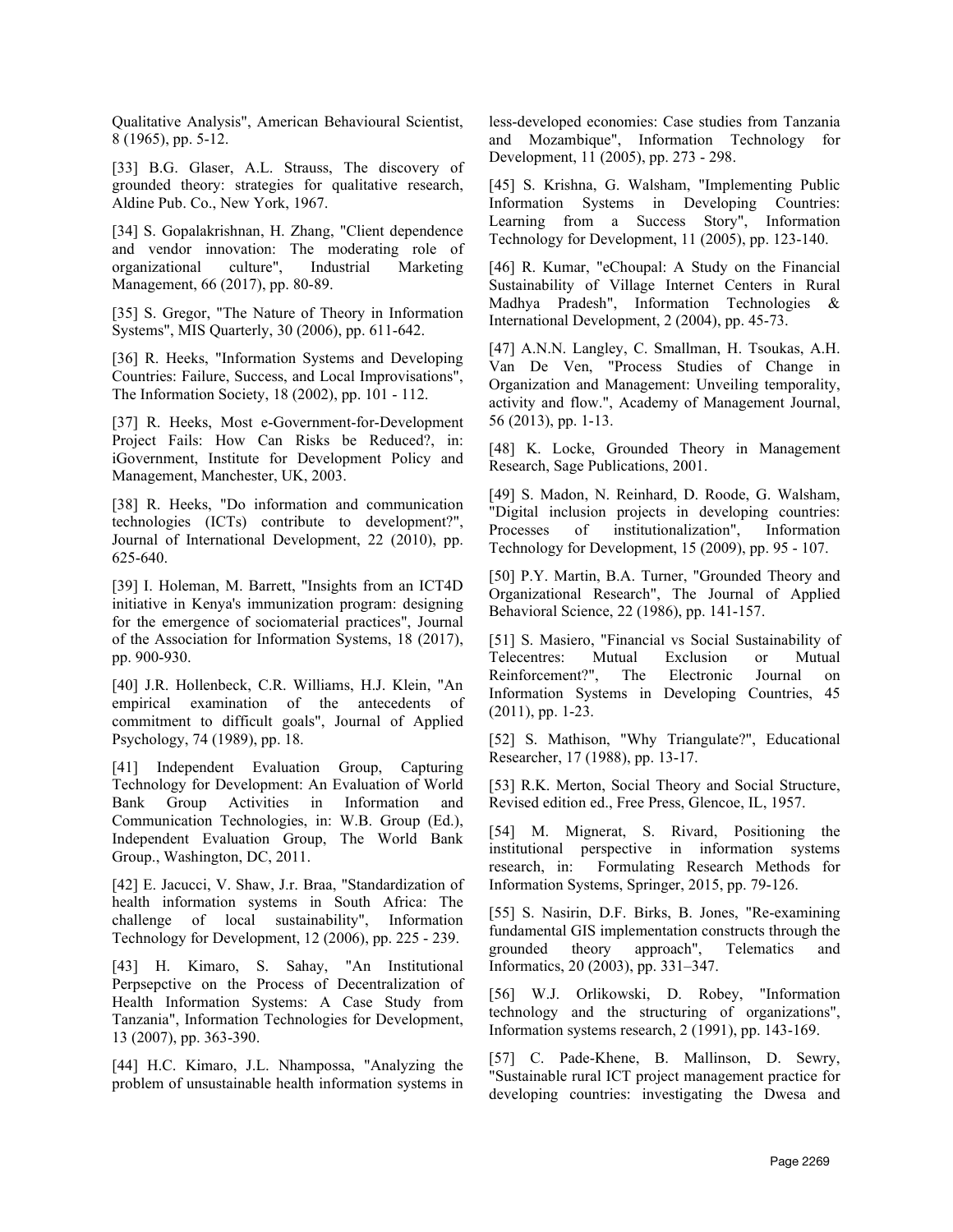Qualitative Analysis", American Behavioural Scientist, 8 (1965), pp. 5-12.

[33] B.G. Glaser, A.L. Strauss, The discovery of grounded theory: strategies for qualitative research, Aldine Pub. Co., New York, 1967.

[34] S. Gopalakrishnan, H. Zhang, "Client dependence and vendor innovation: The moderating role of organizational culture", Industrial Marketing Management, 66 (2017), pp. 80-89.

[35] S. Gregor, "The Nature of Theory in Information Systems", MIS Quarterly, 30 (2006), pp. 611-642.

[36] R. Heeks, "Information Systems and Developing Countries: Failure, Success, and Local Improvisations", The Information Society, 18 (2002), pp. 101 - 112.

[37] R. Heeks, Most e-Government-for-Development Project Fails: How Can Risks be Reduced?, in: iGovernment, Institute for Development Policy and Management, Manchester, UK, 2003.

[38] R. Heeks, "Do information and communication technologies (ICTs) contribute to development?", Journal of International Development, 22 (2010), pp. 625-640.

[39] I. Holeman, M. Barrett, "Insights from an ICT4D initiative in Kenya's immunization program: designing for the emergence of sociomaterial practices", Journal of the Association for Information Systems, 18 (2017), pp. 900-930.

[40] J.R. Hollenbeck, C.R. Williams, H.J. Klein, "An empirical examination of the antecedents of commitment to difficult goals", Journal of Applied Psychology, 74 (1989), pp. 18.

[41] Independent Evaluation Group, Capturing Technology for Development: An Evaluation of World Bank Group Activities in Information and Communication Technologies, in: W.B. Group (Ed.), Independent Evaluation Group, The World Bank Group., Washington, DC, 2011.

[42] E. Jacucci, V. Shaw, J.r. Braa, "Standardization of health information systems in South Africa: The challenge of local sustainability", Information Technology for Development, 12 (2006), pp. 225 - 239.

[43] H. Kimaro, S. Sahay, "An Institutional Perpsepctive on the Process of Decentralization of Health Information Systems: A Case Study from Tanzania", Information Technologies for Development, 13 (2007), pp. 363-390.

[44] H.C. Kimaro, J.L. Nhampossa, "Analyzing the problem of unsustainable health information systems in less-developed economies: Case studies from Tanzania and Mozambique", Information Technology for Development, 11 (2005), pp. 273 - 298.

[45] S. Krishna, G. Walsham, "Implementing Public Information Systems in Developing Countries: Learning from a Success Story", Information Technology for Development, 11 (2005), pp. 123-140.

[46] R. Kumar, "eChoupal: A Study on the Financial Sustainability of Village Internet Centers in Rural Madhya Pradesh", Information Technologies & International Development, 2 (2004), pp. 45-73.

[47] A.N.N. Langley, C. Smallman, H. Tsoukas, A.H. Van De Ven, "Process Studies of Change in Organization and Management: Unveiling temporality, activity and flow.", Academy of Management Journal, 56 (2013), pp. 1-13.

[48] K. Locke, Grounded Theory in Management Research, Sage Publications, 2001.

[49] S. Madon, N. Reinhard, D. Roode, G. Walsham, "Digital inclusion projects in developing countries: Processes of institutionalization", Information Technology for Development, 15 (2009), pp. 95 - 107.

[50] P.Y. Martin, B.A. Turner, "Grounded Theory and Organizational Research", The Journal of Applied Behavioral Science, 22 (1986), pp. 141-157.

[51] S. Masiero, "Financial vs Social Sustainability of Telecentres: Mutual Exclusion or Mutual Reinforcement?", The Electronic Journal on Information Systems in Developing Countries, 45 (2011), pp. 1-23.

[52] S. Mathison, "Why Triangulate?", Educational Researcher, 17 (1988), pp. 13-17.

[53] R.K. Merton, Social Theory and Social Structure, Revised edition ed., Free Press, Glencoe, IL, 1957.

[54] M. Mignerat, S. Rivard, Positioning the institutional perspective in information systems research, in: Formulating Research Methods for Information Systems, Springer, 2015, pp. 79-126.

[55] S. Nasirin, D.F. Birks, B. Jones, "Re-examining fundamental GIS implementation constructs through the grounded theory approach", Telematics and Informatics, 20 (2003), pp. 331–347.

[56] W.J. Orlikowski, D. Robey, "Information technology and the structuring of organizations", Information systems research, 2 (1991), pp. 143-169.

[57] C. Pade-Khene, B. Mallinson, D. Sewry, "Sustainable rural ICT project management practice for developing countries: investigating the Dwesa and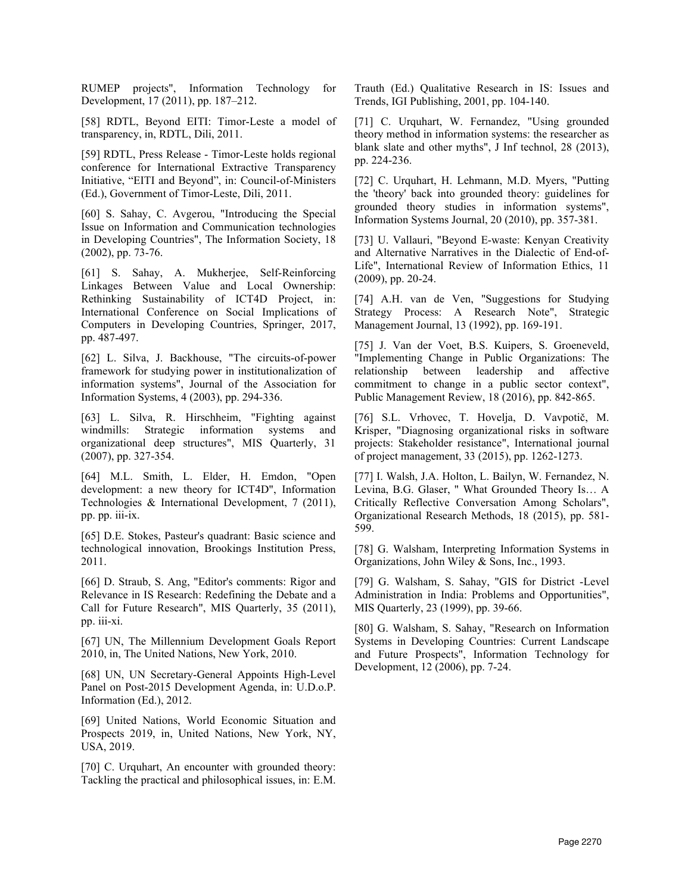RUMEP projects", Information Technology for Development, 17 (2011), pp. 187–212.

[58] RDTL, Beyond EITI: Timor-Leste a model of transparency, in, RDTL, Dili, 2011.

[59] RDTL, Press Release - Timor-Leste holds regional conference for International Extractive Transparency Initiative, “EITI and Beyond”, in: Council-of-Ministers (Ed.), Government of Timor-Leste, Dili, 2011.

[60] S. Sahay, C. Avgerou, "Introducing the Special Issue on Information and Communication technologies in Developing Countries", The Information Society, 18 (2002), pp. 73-76.

[61] S. Sahay, A. Mukherjee, Self-Reinforcing Linkages Between Value and Local Ownership: Rethinking Sustainability of ICT4D Project, in: International Conference on Social Implications of Computers in Developing Countries, Springer, 2017, pp. 487-497.

[62] L. Silva, J. Backhouse, "The circuits-of-power framework for studying power in institutionalization of information systems", Journal of the Association for Information Systems, 4 (2003), pp. 294-336.

[63] L. Silva, R. Hirschheim, "Fighting against windmills: Strategic information systems and organizational deep structures", MIS Quarterly, 31 (2007), pp. 327-354.

[64] M.L. Smith, L. Elder, H. Emdon, "Open development: a new theory for ICT4D", Information Technologies & International Development, 7 (2011), pp. pp. iii-ix.

[65] D.E. Stokes, Pasteur's quadrant: Basic science and technological innovation, Brookings Institution Press, 2011.

[66] D. Straub, S. Ang, "Editor's comments: Rigor and Relevance in IS Research: Redefining the Debate and a Call for Future Research", MIS Quarterly, 35 (2011), pp. iii-xi.

[67] UN, The Millennium Development Goals Report 2010, in, The United Nations, New York, 2010.

[68] UN, UN Secretary-General Appoints High-Level Panel on Post-2015 Development Agenda, in: U.D.o.P. Information (Ed.), 2012.

[69] United Nations, World Economic Situation and Prospects 2019, in, United Nations, New York, NY, USA, 2019.

[70] C. Urquhart, An encounter with grounded theory: Tackling the practical and philosophical issues, in: E.M. Trauth (Ed.) Qualitative Research in IS: Issues and Trends, IGI Publishing, 2001, pp. 104-140.

[71] C. Urquhart, W. Fernandez, "Using grounded theory method in information systems: the researcher as blank slate and other myths", J Inf technol, 28 (2013), pp. 224-236.

[72] C. Urquhart, H. Lehmann, M.D. Myers, "Putting the 'theory' back into grounded theory: guidelines for grounded theory studies in information systems", Information Systems Journal, 20 (2010), pp. 357-381.

[73] U. Vallauri, "Beyond E-waste: Kenyan Creativity and Alternative Narratives in the Dialectic of End-of-Life", International Review of Information Ethics, 11 (2009), pp. 20-24.

[74] A.H. van de Ven, "Suggestions for Studying Strategy Process: A Research Note", Strategic Management Journal, 13 (1992), pp. 169-191.

[75] J. Van der Voet, B.S. Kuipers, S. Groeneveld, "Implementing Change in Public Organizations: The relationship between leadership and affective commitment to change in a public sector context", Public Management Review, 18 (2016), pp. 842-865.

[76] S.L. Vrhovec, T. Hovelja, D. Vavpotič, M. Krisper, "Diagnosing organizational risks in software projects: Stakeholder resistance", International journal of project management, 33 (2015), pp. 1262-1273.

[77] I. Walsh, J.A. Holton, L. Bailyn, W. Fernandez, N. Levina, B.G. Glaser, " What Grounded Theory Is… A Critically Reflective Conversation Among Scholars", Organizational Research Methods, 18 (2015), pp. 581-599.

[78] G. Walsham, Interpreting Information Systems in Organizations, John Wiley & Sons, Inc., 1993.

[79] G. Walsham, S. Sahay, "GIS for District -Level Administration in India: Problems and Opportunities", MIS Quarterly, 23 (1999), pp. 39-66.

[80] G. Walsham, S. Sahay, "Research on Information Systems in Developing Countries: Current Landscape and Future Prospects", Information Technology for Development, 12 (2006), pp. 7-24.